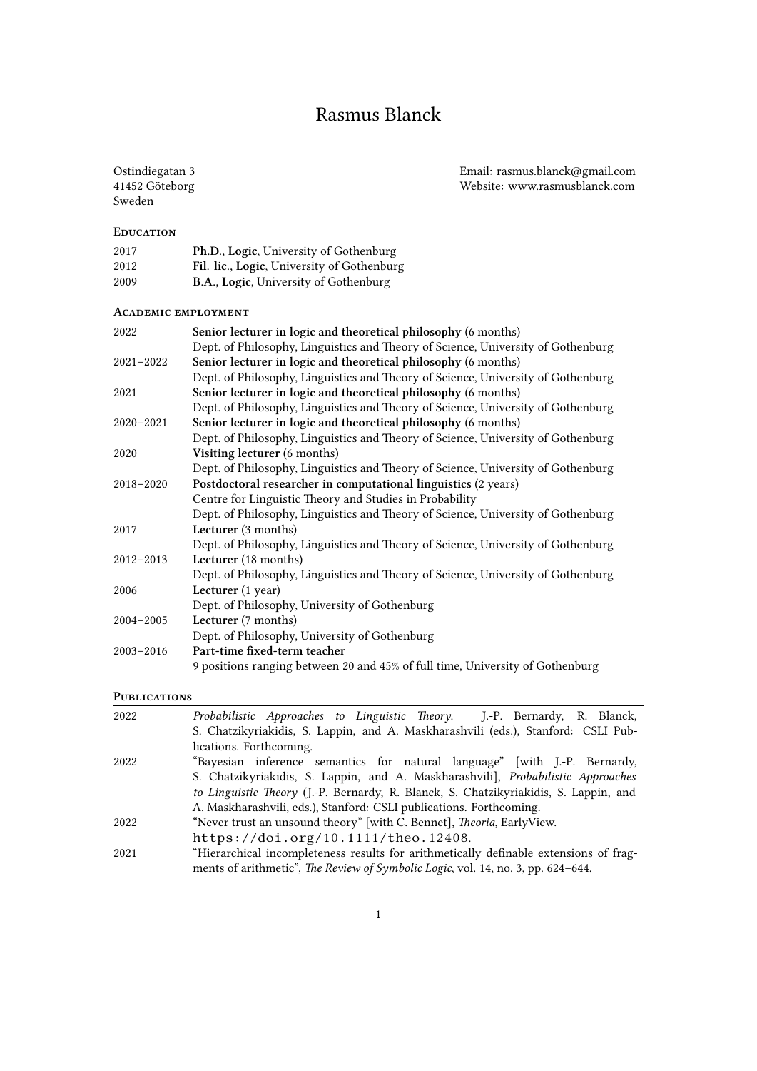# Rasmus Blanck

Ostindiegatan 3
41452 Göteborg
Sweden

Email: rasmus.blanck@gmail.com
Website: www.rasmusblanck.com

## Education

| | |
|---|---|
| 2017 | **Ph.D.**, **Logic**, University of Gothenburg |
| 2012 | **Fil. lic.**, **Logic**, University of Gothenburg |
| 2009 | **B.A.**, **Logic**, University of Gothenburg |

## Academic employment

| | |
|---|---|
| 2022 | **Senior lecturer in logic and theoretical philosophy** (6 months)<br>Dept. of Philosophy, Linguistics and Theory of Science, University of Gothenburg |
| 2021–2022 | **Senior lecturer in logic and theoretical philosophy** (6 months)<br>Dept. of Philosophy, Linguistics and Theory of Science, University of Gothenburg |
| 2021 | **Senior lecturer in logic and theoretical philosophy** (6 months)<br>Dept. of Philosophy, Linguistics and Theory of Science, University of Gothenburg |
| 2020–2021 | **Senior lecturer in logic and theoretical philosophy** (6 months)<br>Dept. of Philosophy, Linguistics and Theory of Science, University of Gothenburg |
| 2020 | **Visiting lecturer** (6 months)<br>Dept. of Philosophy, Linguistics and Theory of Science, University of Gothenburg |
| 2018–2020 | **Postdoctoral researcher in computational linguistics** (2 years)<br>Centre for Linguistic Theory and Studies in Probability<br>Dept. of Philosophy, Linguistics and Theory of Science, University of Gothenburg |
| 2017 | **Lecturer** (3 months)<br>Dept. of Philosophy, Linguistics and Theory of Science, University of Gothenburg |
| 2012–2013 | **Lecturer** (18 months)<br>Dept. of Philosophy, Linguistics and Theory of Science, University of Gothenburg |
| 2006 | **Lecturer** (1 year)<br>Dept. of Philosophy, University of Gothenburg |
| 2004–2005 | **Lecturer** (7 months)<br>Dept. of Philosophy, University of Gothenburg |
| 2003–2016 | **Part-time fixed-term teacher**<br>9 positions ranging between 20 and 45% of full time, University of Gothenburg |

## Publications

| | |
|---|---|
| 2022 | *Probabilistic Approaches to Linguistic Theory*. J.-P. Bernardy, R. Blanck, S. Chatzikyriakidis, S. Lappin, and A. Maskharashvili (eds.), Stanford: CSLI Publications. Forthcoming. |
| 2022 | "Bayesian inference semantics for natural language" [with J.-P. Bernardy, S. Chatzikyriakidis, S. Lappin, and A. Maskharashvili], *Probabilistic Approaches to Linguistic Theory* (J.-P. Bernardy, R. Blanck, S. Chatzikyriakidis, S. Lappin, and A. Maskharashvili, eds.), Stanford: CSLI publications. Forthcoming. |
| 2022 | "Never trust an unsound theory" [with C. Bennet], *Theoria*, EarlyView. https://doi.org/10.1111/theo.12408. |
| 2021 | "Hierarchical incompleteness results for arithmetically definable extensions of fragments of arithmetic", *The Review of Symbolic Logic*, vol. 14, no. 3, pp. 624–644. |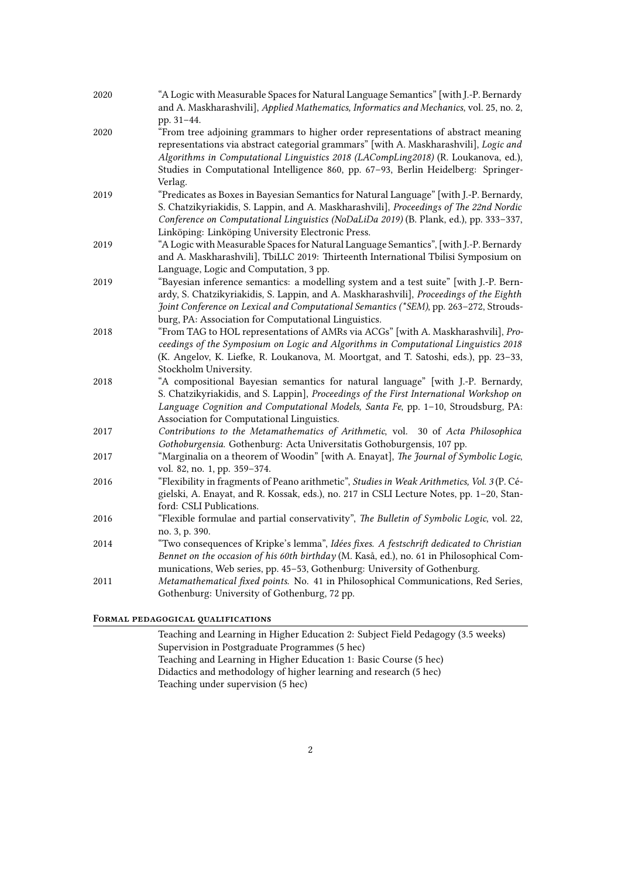2020 "A Logic with Measurable Spaces for Natural Language Semantics" [with J.-P. Bernardy and A. Maskharashvili], *Applied Mathematics, Informatics and Mechanics*, vol. 25, no. 2, pp. 31–44.

2020 "From tree adjoining grammars to higher order representations of abstract meaning representations via abstract categorial grammars" [with A. Maskharashvili], *Logic and Algorithms in Computational Linguistics 2018 (LACompLing2018)* (R. Loukanova, ed.), Studies in Computational Intelligence 860, pp. 67–93, Berlin Heidelberg: Springer-Verlag.

2019 "Predicates as Boxes in Bayesian Semantics for Natural Language" [with J.-P. Bernardy, S. Chatzikyriakidis, S. Lappin, and A. Maskharashvili], *Proceedings of The 22nd Nordic Conference on Computational Linguistics (NoDaLiDa 2019)* (B. Plank, ed.), pp. 333–337, Linköping: Linköping University Electronic Press.

2019 "A Logic with Measurable Spaces for Natural Language Semantics", [with J.-P. Bernardy and A. Maskharashvili], TbiLLC 2019: Thirteenth International Tbilisi Symposium on Language, Logic and Computation, 3 pp.

2019 "Bayesian inference semantics: a modelling system and a test suite" [with J.-P. Bernardy, S. Chatzikyriakidis, S. Lappin, and A. Maskharashvili], *Proceedings of the Eighth Joint Conference on Lexical and Computational Semantics (\*SEM)*, pp. 263–272, Stroudsburg, PA: Association for Computational Linguistics.

2018 "From TAG to HOL representations of AMRs via ACGs" [with A. Maskharashvili], *Proceedings of the Symposium on Logic and Algorithms in Computational Linguistics 2018* (K. Angelov, K. Liefke, R. Loukanova, M. Moortgat, and T. Satoshi, eds.), pp. 23–33, Stockholm University.

2018 "A compositional Bayesian semantics for natural language" [with J.-P. Bernardy, S. Chatzikyriakidis, and S. Lappin], *Proceedings of the First International Workshop on Language Cognition and Computational Models, Santa Fe*, pp. 1–10, Stroudsburg, PA: Association for Computational Linguistics.

2017 *Contributions to the Metamathematics of Arithmetic*, vol. 30 of *Acta Philosophica Gothoburgensia*. Gothenburg: Acta Universitatis Gothoburgensis, 107 pp.

2017 "Marginalia on a theorem of Woodin" [with A. Enayat], *The Journal of Symbolic Logic*, vol. 82, no. 1, pp. 359–374.

2016 "Flexibility in fragments of Peano arithmetic", *Studies in Weak Arithmetics, Vol. 3* (P. Cégielski, A. Enayat, and R. Kossak, eds.), no. 217 in CSLI Lecture Notes, pp. 1–20, Stanford: CSLI Publications.

2016 "Flexible formulae and partial conservativity", *The Bulletin of Symbolic Logic*, vol. 22, no. 3, p. 390.

2014 "Two consequences of Kripke's lemma", *Idées fixes. A festschrift dedicated to Christian Bennet on the occasion of his 60th birthday* (M. Kaså, ed.), no. 61 in Philosophical Communications, Web series, pp. 45–53, Gothenburg: University of Gothenburg.

2011 *Metamathematical fixed points*. No. 41 in Philosophical Communications, Red Series, Gothenburg: University of Gothenburg, 72 pp.

## Formal pedagogical qualifications

Teaching and Learning in Higher Education 2: Subject Field Pedagogy (3.5 weeks)
Supervision in Postgraduate Programmes (5 hec)
Teaching and Learning in Higher Education 1: Basic Course (5 hec)
Didactics and methodology of higher learning and research (5 hec)
Teaching under supervision (5 hec)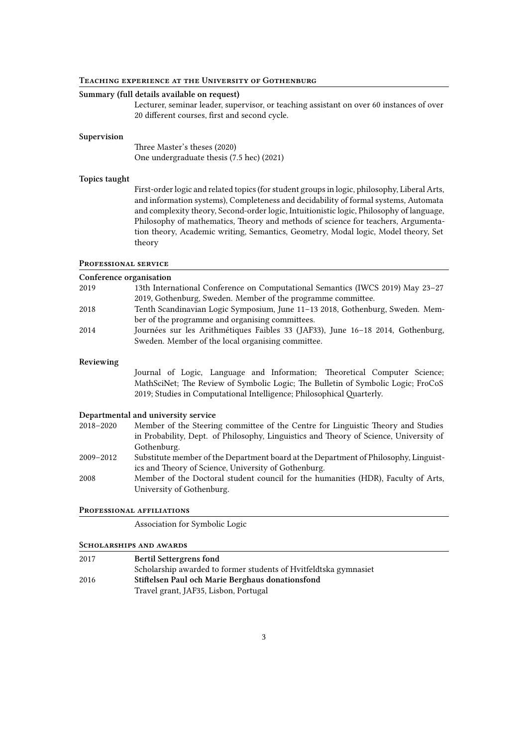## Teaching experience at the University of Gothenburg

**Summary (full details available on request)**

Lecturer, seminar leader, supervisor, or teaching assistant on over 60 instances of over 20 different courses, first and second cycle.

**Supervision**

Three Master's theses (2020)
One undergraduate thesis (7.5 hec) (2021)

**Topics taught**

First-order logic and related topics (for student groups in logic, philosophy, Liberal Arts, and information systems), Completeness and decidability of formal systems, Automata and complexity theory, Second-order logic, Intuitionistic logic, Philosophy of language, Philosophy of mathematics, Theory and methods of science for teachers, Argumentation theory, Academic writing, Semantics, Geometry, Modal logic, Model theory, Set theory

## Professional service

**Conference organisation**

- 2019 — 13th International Conference on Computational Semantics (IWCS 2019) May 23–27 2019, Gothenburg, Sweden. Member of the programme committee.
- 2018 — Tenth Scandinavian Logic Symposium, June 11–13 2018, Gothenburg, Sweden. Member of the programme and organising committees.
- 2014 — Journées sur les Arithmétiques Faibles 33 (JAF33), June 16–18 2014, Gothenburg, Sweden. Member of the local organising committee.

**Reviewing**

Journal of Logic, Language and Information; Theoretical Computer Science; MathSciNet; The Review of Symbolic Logic; The Bulletin of Symbolic Logic; FroCoS 2019; Studies in Computational Intelligence; Philosophical Quarterly.

**Departmental and university service**

- 2018–2020 — Member of the Steering committee of the Centre for Linguistic Theory and Studies in Probability, Dept. of Philosophy, Linguistics and Theory of Science, University of Gothenburg.
- 2009–2012 — Substitute member of the Department board at the Department of Philosophy, Linguistics and Theory of Science, University of Gothenburg.
- 2008 — Member of the Doctoral student council for the humanities (HDR), Faculty of Arts, University of Gothenburg.

## Professional affiliations

Association for Symbolic Logic

## Scholarships and awards

- 2017 — **Bertil Settergrens fond**
  Scholarship awarded to former students of Hvitfeldtska gymnasiet
- 2016 — **Stiftelsen Paul och Marie Berghaus donationsfond**
  Travel grant, JAF35, Lisbon, Portugal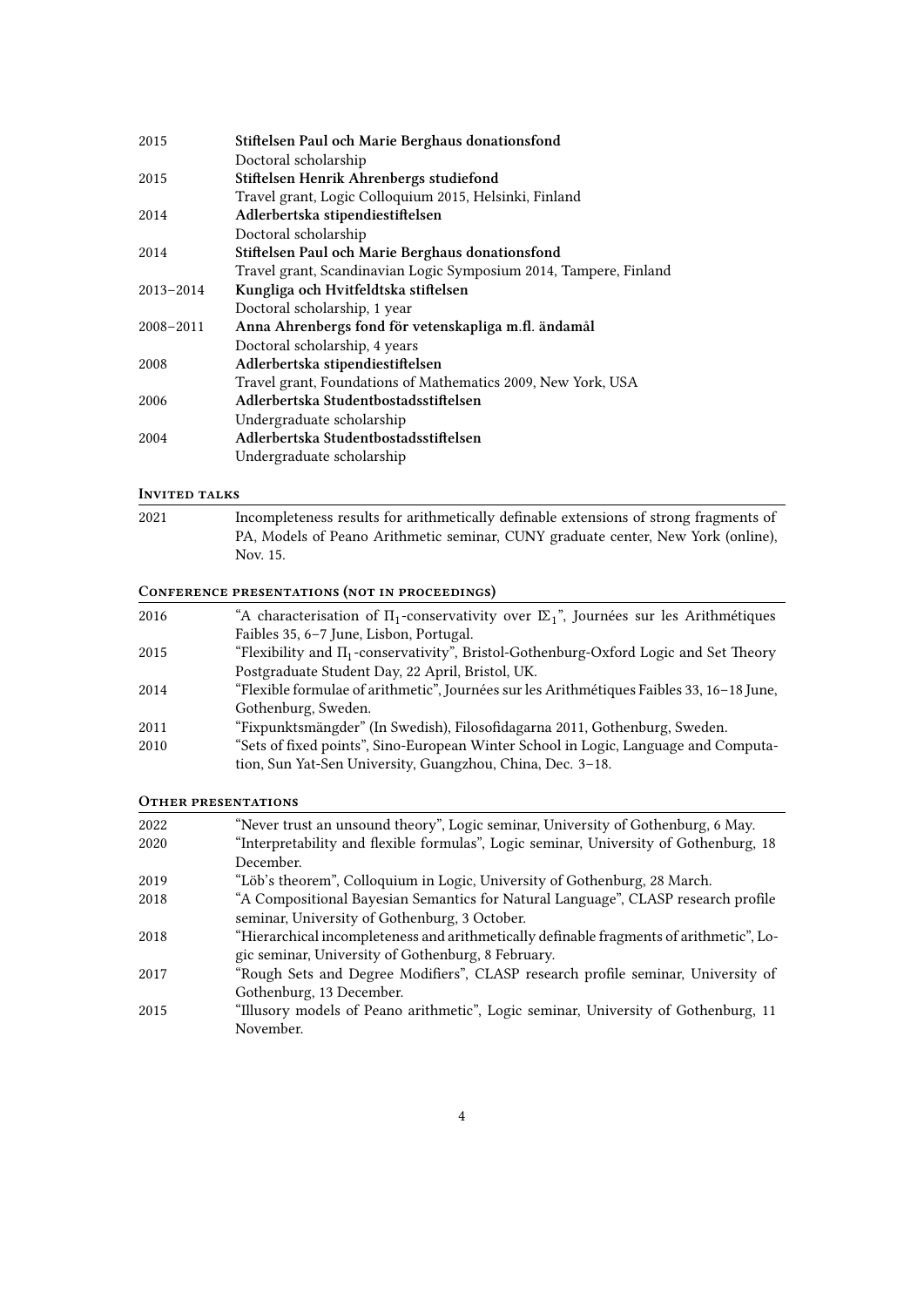| | |
|---|---|
| 2015 | **Stiftelsen Paul och Marie Berghaus donationsfond**<br>Doctoral scholarship |
| 2015 | **Stiftelsen Henrik Ahrenbergs studiefond**<br>Travel grant, Logic Colloquium 2015, Helsinki, Finland |
| 2014 | **Adlerbertska stipendiestiftelsen**<br>Doctoral scholarship |
| 2014 | **Stiftelsen Paul och Marie Berghaus donationsfond**<br>Travel grant, Scandinavian Logic Symposium 2014, Tampere, Finland |
| 2013–2014 | **Kungliga och Hvitfeldtska stiftelsen**<br>Doctoral scholarship, 1 year |
| 2008–2011 | **Anna Ahrenbergs fond för vetenskapliga m.fl. ändamål**<br>Doctoral scholarship, 4 years |
| 2008 | **Adlerbertska stipendiestiftelsen**<br>Travel grant, Foundations of Mathematics 2009, New York, USA |
| 2006 | **Adlerbertska Studentbostadsstiftelsen**<br>Undergraduate scholarship |
| 2004 | **Adlerbertska Studentbostadsstiftelsen**<br>Undergraduate scholarship |

## Invited talks

| | |
|---|---|
| 2021 | Incompleteness results for arithmetically definable extensions of strong fragments of PA, Models of Peano Arithmetic seminar, CUNY graduate center, New York (online), Nov. 15. |

## Conference presentations (not in proceedings)

| | |
|---|---|
| 2016 | "A characterisation of $\Pi_1$-conservativity over $I\Sigma_1$", Journées sur les Arithmétiques Faibles 35, 6–7 June, Lisbon, Portugal. |
| 2015 | "Flexibility and $\Pi_1$-conservativity", Bristol-Gothenburg-Oxford Logic and Set Theory Postgraduate Student Day, 22 April, Bristol, UK. |
| 2014 | "Flexible formulae of arithmetic", Journées sur les Arithmétiques Faibles 33, 16–18 June, Gothenburg, Sweden. |
| 2011 | "Fixpunktsmängder" (In Swedish), Filosofidagarna 2011, Gothenburg, Sweden. |
| 2010 | "Sets of fixed points", Sino-European Winter School in Logic, Language and Computation, Sun Yat-Sen University, Guangzhou, China, Dec. 3–18. |

## Other presentations

| | |
|---|---|
| 2022 | "Never trust an unsound theory", Logic seminar, University of Gothenburg, 6 May. |
| 2020 | "Interpretability and flexible formulas", Logic seminar, University of Gothenburg, 18 December. |
| 2019 | "Löb's theorem", Colloquium in Logic, University of Gothenburg, 28 March. |
| 2018 | "A Compositional Bayesian Semantics for Natural Language", CLASP research profile seminar, University of Gothenburg, 3 October. |
| 2018 | "Hierarchical incompleteness and arithmetically definable fragments of arithmetic", Logic seminar, University of Gothenburg, 8 February. |
| 2017 | "Rough Sets and Degree Modifiers", CLASP research profile seminar, University of Gothenburg, 13 December. |
| 2015 | "Illusory models of Peano arithmetic", Logic seminar, University of Gothenburg, 11 November. |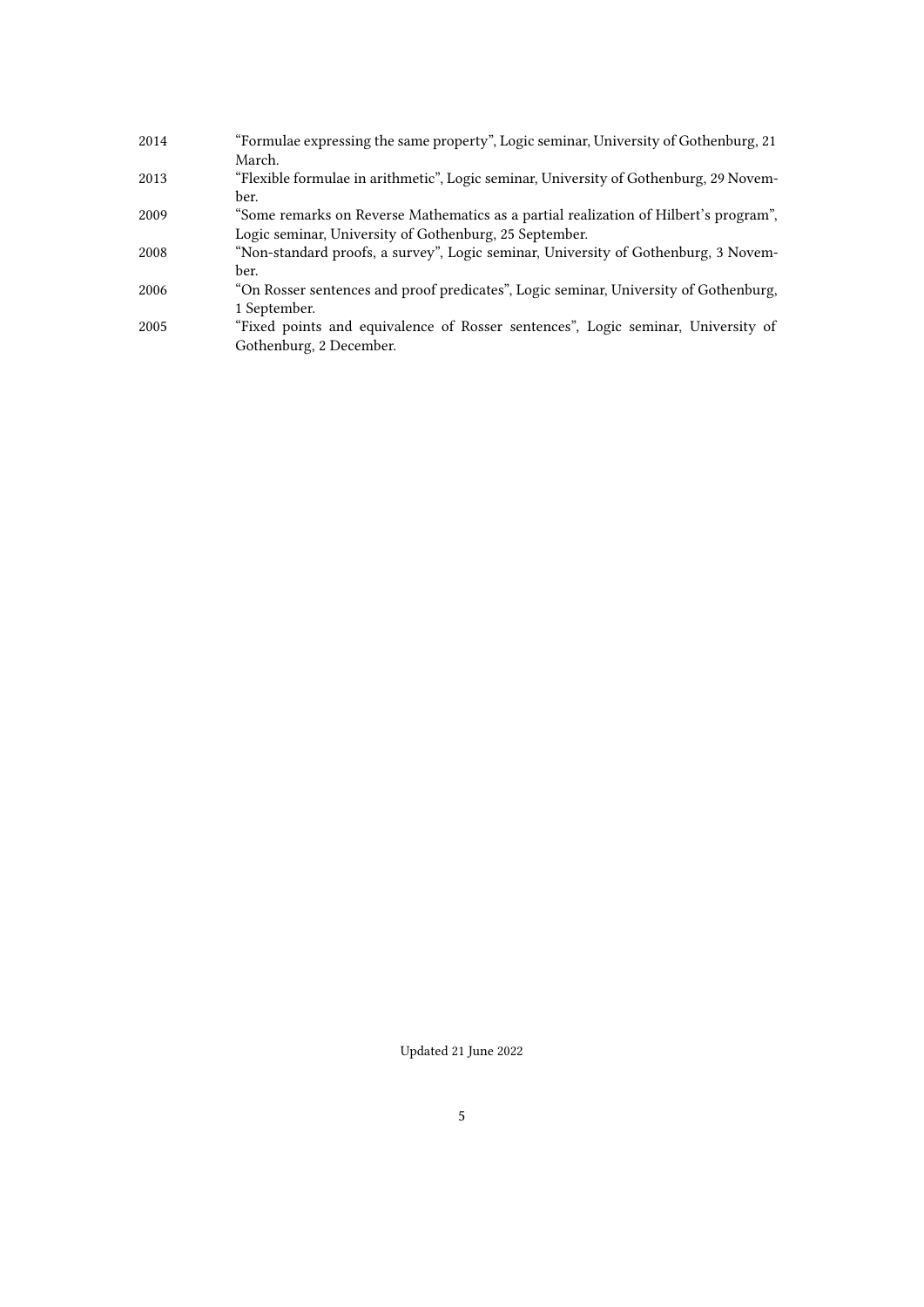| | |
|---|---|
| 2014 | "Formulae expressing the same property", Logic seminar, University of Gothenburg, 21 March. |
| 2013 | "Flexible formulae in arithmetic", Logic seminar, University of Gothenburg, 29 November. |
| 2009 | "Some remarks on Reverse Mathematics as a partial realization of Hilbert's program", Logic seminar, University of Gothenburg, 25 September. |
| 2008 | "Non-standard proofs, a survey", Logic seminar, University of Gothenburg, 3 November. |
| 2006 | "On Rosser sentences and proof predicates", Logic seminar, University of Gothenburg, 1 September. |
| 2005 | "Fixed points and equivalence of Rosser sentences", Logic seminar, University of Gothenburg, 2 December. |

Updated 21 June 2022